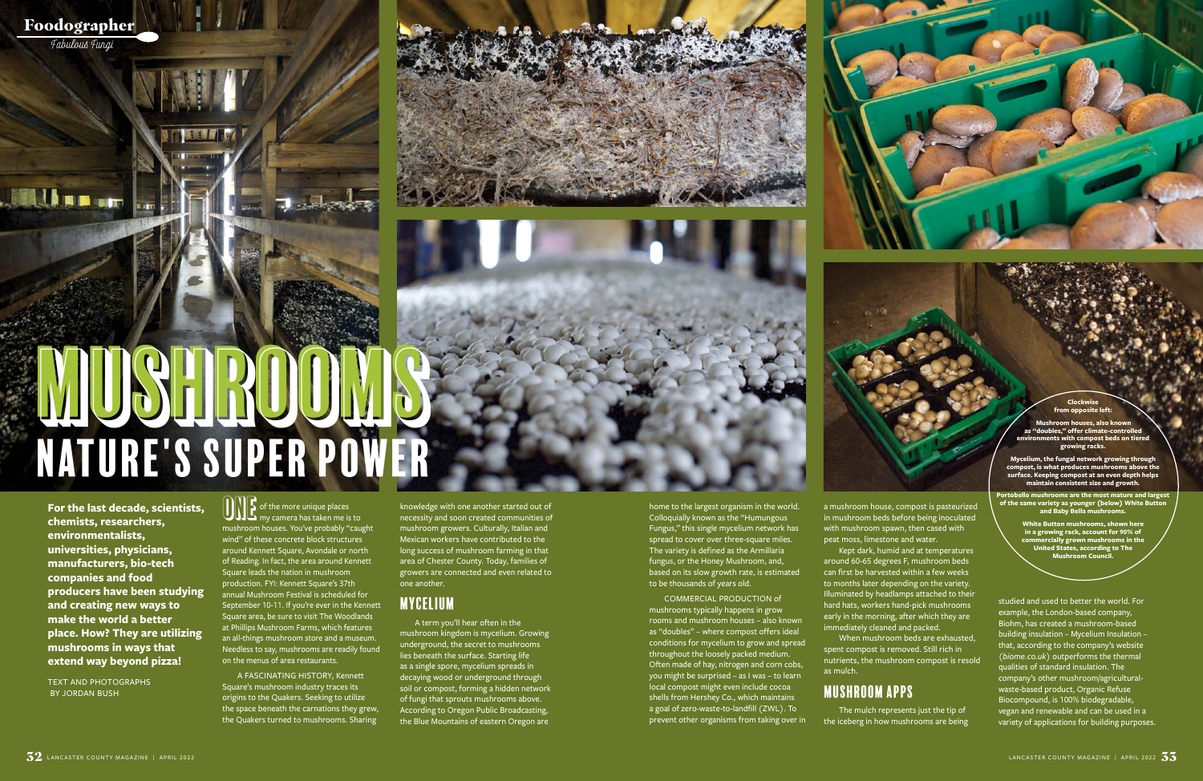# MUSHROOMS
## NATURE'S SUPER POWER

**For the last decade, scientists, chemists, researchers, environmentalists, universities, physicians, manufacturers, bio-tech companies and food producers have been studying and creating new ways to make the world a better place. How? They are utilizing mushrooms in ways that extend way beyond pizza!**

TEXT AND PHOTOGRAPHS BY JORDAN BUSH

ONE of the more unique places my camera has taken me is to mushroom houses. You've probably "caught wind" of these concrete block structures around Kennett Square, Avondale or north of Reading. In fact, the area around Kennett Square leads the nation in mushroom production. FYI: Kennett Square's 37th annual Mushroom Festival is scheduled for September 10-11. If you're ever in the Kennett Square area, be sure to visit The Woodlands at Phillips Mushroom Farms, which features an all-things mushroom store and a museum. Needless to say, mushrooms are readily found on the menus of area restaurants.

A FASCINATING HISTORY, Kennett Square's mushroom industry traces its origins to the Quakers. Seeking to utilize the space beneath the carnations they grew, the Quakers turned to mushrooms. Sharing knowledge with one another started out of necessity and soon created communities of mushroom growers. Culturally, Italian and Mexican workers have contributed to the long success of mushroom farming in that area of Chester County. Today, families of growers are connected and even related to one another.

## MYCELIUM

A term you'll hear often in the mushroom kingdom is mycelium. Growing underground, the secret to mushrooms lies beneath the surface. Starting life as a single spore, mycelium spreads in decaying wood or underground through soil or compost, forming a hidden network of fungi that sprouts mushrooms above. According to Oregon Public Broadcasting, the Blue Mountains of eastern Oregon are home to the largest organism in the world. Colloquially known as the "Humungous Fungus," this single mycelium network has spread to cover over three-square miles. The variety is defined as the Armillaria fungus, or the Honey Mushroom, and, based on its slow growth rate, is estimated to be thousands of years old.

COMMERCIAL PRODUCTION of mushrooms typically happens in grow rooms and mushroom houses – also known as "doubles" – where compost offers ideal conditions for mycelium to grow and spread throughout the loosely packed medium. Often made of hay, nitrogen and corn cobs, you might be surprised – as I was – to learn local compost might even include cocoa shells from Hershey Co., which maintains a goal of zero-waste-to-landfill (ZWL). To prevent other organisms from taking over in a mushroom house, compost is pasteurized in mushroom beds before being inoculated with mushroom spawn, then cased with peat moss, limestone and water.

Kept dark, humid and at temperatures around 60-65 degrees F, mushroom beds can first be harvested within a few weeks to months later depending on the variety. Illuminated by headlamps attached to their hard hats, workers hand-pick mushrooms early in the morning, after which they are immediately cleaned and packed.

When mushroom beds are exhausted, spent compost is removed. Still rich in nutrients, the mushroom compost is resold as mulch.

## MUSHROOM APPS

The mulch represents just the tip of the iceberg in how mushrooms are being studied and used to better the world. For example, the London-based company, Biohm, has created a mushroom-based building insulation – Mycelium Insulation – that, according to the company's website (*biome.co.uk*) outperforms the thermal qualities of standard insulation. The company's other mushroom/agricultural-waste-based product, Organic Refuse Biocompound, is 100% biodegradable, vegan and renewable and can be used in a variety of applications for building purposes.

**Clockwise from opposite left:**

**Mushroom houses, also known as "doubles," offer climate-controlled environments with compost beds on tiered growing racks.**

**Mycelium, the fungal network growing through compost, is what produces mushrooms above the surface. Keeping compost at an even depth helps maintain consistent size and growth.**

**Portobello mushrooms are the most mature and largest of the same variety as younger (below) White Button and Baby Bella mushrooms.**

**White Button mushrooms, shown here in a growing rack, account for 90% of commercially grown mushrooms in the United States, according to The Mushroom Council.**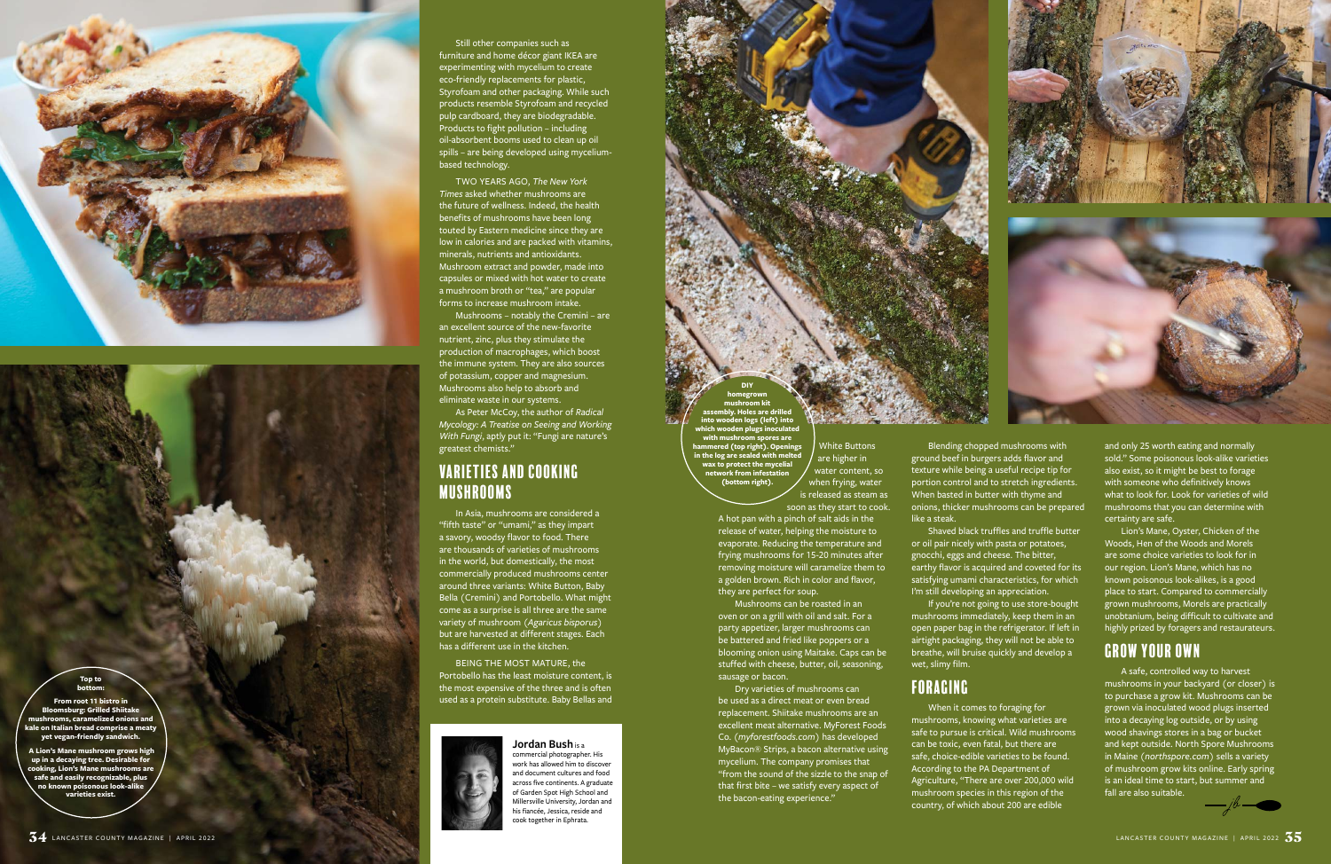Still other companies such as furniture and home décor giant IKEA are experimenting with mycelium to create eco-friendly replacements for plastic, Styrofoam and other packaging. While such products resemble Styrofoam and recycled pulp cardboard, they are biodegradable. Products to fight pollution – including oil-absorbent booms used to clean up oil spills – are being developed using mycelium-based technology.

TWO YEARS AGO, *The New York Times* asked whether mushrooms are the future of wellness. Indeed, the health benefits of mushrooms have been long touted by Eastern medicine since they are low in calories and are packed with vitamins, minerals, nutrients and antioxidants. Mushroom extract and powder, made into capsules or mixed with hot water to create a mushroom broth or "tea," are popular forms to increase mushroom intake.

Mushrooms – notably the Cremini – are an excellent source of the new-favorite nutrient, zinc, plus they stimulate the production of macrophages, which boost the immune system. They are also sources of potassium, copper and magnesium. Mushrooms also help to absorb and eliminate waste in our systems.

As Peter McCoy, the author of *Radical Mycology: A Treatise on Seeing and Working With Fungi*, aptly put it: "Fungi are nature's greatest chemists."

## VARIETIES AND COOKING MUSHROOMS

In Asia, mushrooms are considered a "fifth taste" or "umami," as they impart a savory, woodsy flavor to food. There are thousands of varieties of mushrooms in the world, but domestically, the most commercially produced mushrooms center around three variants: White Button, Baby Bella (Cremini) and Portobello. What might come as a surprise is all three are the same variety of mushroom (*Agaricus bisporus*) but are harvested at different stages. Each has a different use in the kitchen.

BEING THE MOST MATURE, the Portobello has the least moisture content, is the most expensive of the three and is often used as a protein substitute. Baby Bellas and White Buttons are higher in water content, so when frying, water is released as steam as soon as they start to cook. A hot pan with a pinch of salt aids in the release of water, helping the moisture to evaporate. Reducing the temperature and frying mushrooms for 15-20 minutes after removing moisture will caramelize them to a golden brown. Rich in color and flavor, they are perfect for soup.

Mushrooms can be roasted in an oven or on a grill with oil and salt. For a party appetizer, larger mushrooms can be battered and fried like poppers or a blooming onion using Maitake. Caps can be stuffed with cheese, butter, oil, seasoning, sausage or bacon.

Dry varieties of mushrooms can be used as a direct meat or even bread replacement. Shiitake mushrooms are an excellent meat alternative. MyForest Foods Co. (*myforestfoods.com*) has developed MyBacon® Strips, a bacon alternative using mycelium. The company promises that "from the sound of the sizzle to the snap of that first bite – we satisfy every aspect of the bacon-eating experience."

Blending chopped mushrooms with ground beef in burgers adds flavor and texture while being a useful recipe tip for portion control and to stretch ingredients. When basted in butter with thyme and onions, thicker mushrooms can be prepared like a steak.

Shaved black truffles and truffle butter or oil pair nicely with pasta or potatoes, gnocchi, eggs and cheese. The bitter, earthy flavor is acquired and coveted for its satisfying umami characteristics, for which I'm still developing an appreciation.

If you're not going to use store-bought mushrooms immediately, keep them in an open paper bag in the refrigerator. If left in airtight packaging, they will not be able to breathe, will bruise quickly and develop a wet, slimy film.

## FORAGING

When it comes to foraging for mushrooms, knowing what varieties are safe to pursue is critical. Wild mushrooms can be toxic, even fatal, but there are safe, choice-edible varieties to be found. According to the PA Department of Agriculture, "There are over 200,000 wild mushroom species in this region of the country, of which about 200 are edible and only 25 worth eating and normally sold." Some poisonous look-alike varieties also exist, so it might be best to forage with someone who definitively knows what to look for. Look for varieties of wild mushrooms that you can determine with certainty are safe.

Lion's Mane, Oyster, Chicken of the Woods, Hen of the Woods and Morels are some choice varieties to look for in our region. Lion's Mane, which has no known poisonous look-alikes, is a good place to start. Compared to commercially grown mushrooms, Morels are practically unobtainium, being difficult to cultivate and highly prized by foragers and restaurateurs.

## GROW YOUR OWN

A safe, controlled way to harvest mushrooms in your backyard (or closer) is to purchase a grow kit. Mushrooms can be grown via inoculated wood plugs inserted into a decaying log outside, or by using wood shavings stores in a bag or bucket and kept outside. North Spore Mushrooms in Maine (*northspore.com*) sells a variety of mushroom grow kits online. Early spring is an ideal time to start, but summer and fall are also suitable.

**Top to bottom:**

**From root 11 bistro in Bloomsburg: Grilled Shiitake mushrooms, caramelized onions and kale on Italian bread comprise a meaty yet vegan-friendly sandwich.**

**A Lion's Mane mushroom grows high up in a decaying tree. Desirable for cooking, Lion's Mane mushrooms are safe and easily recognizable, plus no known poisonous look-alike varieties exist.**

**DIY homegrown mushroom kit assembly. Holes are drilled into wooden logs (left) into which wooden plugs inoculated with mushroom spores are hammered (top right). Openings in the log are sealed with melted wax to protect the mycelial network from infestation (bottom right).**

**Jordan Bush** is a commercial photographer. His work has allowed him to discover and document cultures and food across five continents. A graduate of Garden Spot High School and Millersville University, Jordan and his fiancée, Jessica, reside and cook together in Ephrata.